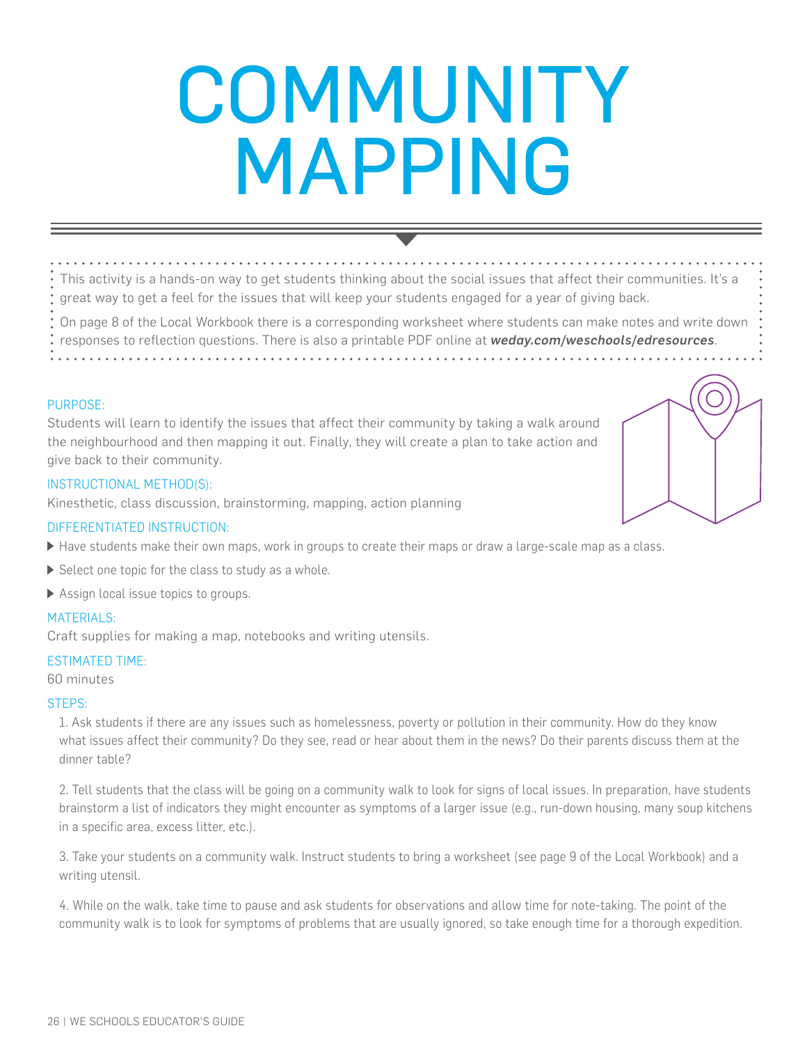# COMMUNITY MAPPING

This activity is a hands-on way to get students thinking about the social issues that affect their communities. It's a great way to get a feel for the issues that will keep your students engaged for a year of giving back.

On page 8 of the Local Workbook there is a corresponding worksheet where students can make notes and write down responses to reflection questions. There is also a printable PDF online at ***weday.com/weschools/edresources***.

### PURPOSE:

Students will learn to identify the issues that affect their community by taking a walk around the neighbourhood and then mapping it out. Finally, they will create a plan to take action and give back to their community.

### INSTRUCTIONAL METHOD(S):

Kinesthetic, class discussion, brainstorming, mapping, action planning

### DIFFERENTIATED INSTRUCTION:

- Have students make their own maps, work in groups to create their maps or draw a large-scale map as a class.
- Select one topic for the class to study as a whole.
- Assign local issue topics to groups.

### MATERIALS:

Craft supplies for making a map, notebooks and writing utensils.

### ESTIMATED TIME:

60 minutes

### STEPS:

1. Ask students if there are any issues such as homelessness, poverty or pollution in their community. How do they know what issues affect their community? Do they see, read or hear about them in the news? Do their parents discuss them at the dinner table?

2. Tell students that the class will be going on a community walk to look for signs of local issues. In preparation, have students brainstorm a list of indicators they might encounter as symptoms of a larger issue (e.g., run-down housing, many soup kitchens in a specific area, excess litter, etc.).

3. Take your students on a community walk. Instruct students to bring a worksheet (see page 9 of the Local Workbook) and a writing utensil.

4. While on the walk, take time to pause and ask students for observations and allow time for note-taking. The point of the community walk is to look for symptoms of problems that are usually ignored, so take enough time for a thorough expedition.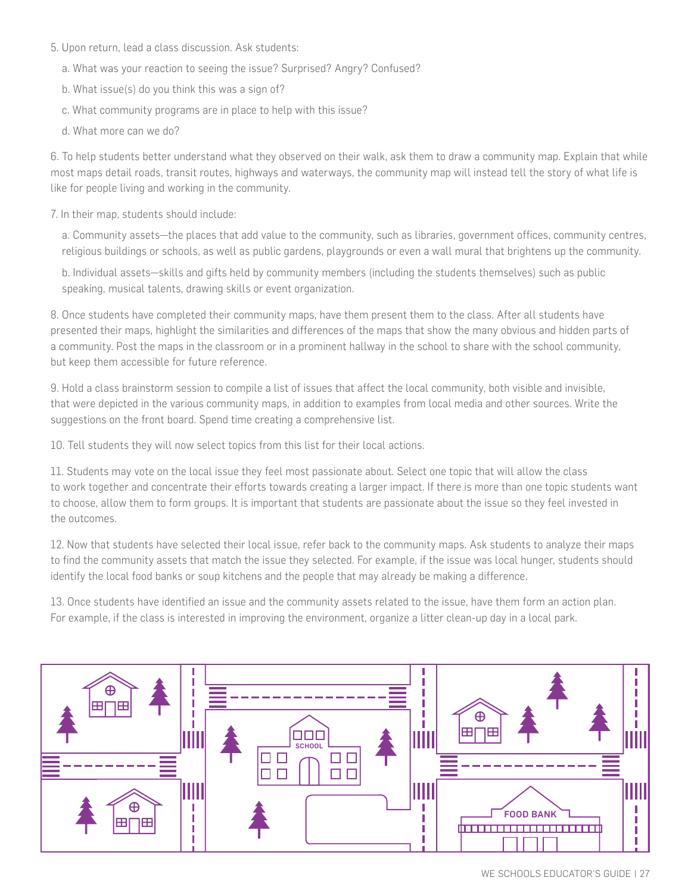5. Upon return, lead a class discussion. Ask students:

   a. What was your reaction to seeing the issue? Surprised? Angry? Confused?

   b. What issue(s) do you think this was a sign of?

   c. What community programs are in place to help with this issue?

   d. What more can we do?

6. To help students better understand what they observed on their walk, ask them to draw a community map. Explain that while most maps detail roads, transit routes, highways and waterways, the community map will instead tell the story of what life is like for people living and working in the community.

7. In their map, students should include:

   a. Community assets—the places that add value to the community, such as libraries, government offices, community centres, religious buildings or schools, as well as public gardens, playgrounds or even a wall mural that brightens up the community.

   b. Individual assets—skills and gifts held by community members (including the students themselves) such as public speaking, musical talents, drawing skills or event organization.

8. Once students have completed their community maps, have them present them to the class. After all students have presented their maps, highlight the similarities and differences of the maps that show the many obvious and hidden parts of a community. Post the maps in the classroom or in a prominent hallway in the school to share with the school community, but keep them accessible for future reference.

9. Hold a class brainstorm session to compile a list of issues that affect the local community, both visible and invisible, that were depicted in the various community maps, in addition to examples from local media and other sources. Write the suggestions on the front board. Spend time creating a comprehensive list.

10. Tell students they will now select topics from this list for their local actions.

11. Students may vote on the local issue they feel most passionate about. Select one topic that will allow the class to work together and concentrate their efforts towards creating a larger impact. If there is more than one topic students want to choose, allow them to form groups. It is important that students are passionate about the issue so they feel invested in the outcomes.

12. Now that students have selected their local issue, refer back to the community maps. Ask students to analyze their maps to find the community assets that match the issue they selected. For example, if the issue was local hunger, students should identify the local food banks or soup kitchens and the people that may already be making a difference.

13. Once students have identified an issue and the community assets related to the issue, have them form an action plan. For example, if the class is interested in improving the environment, organize a litter clean-up day in a local park.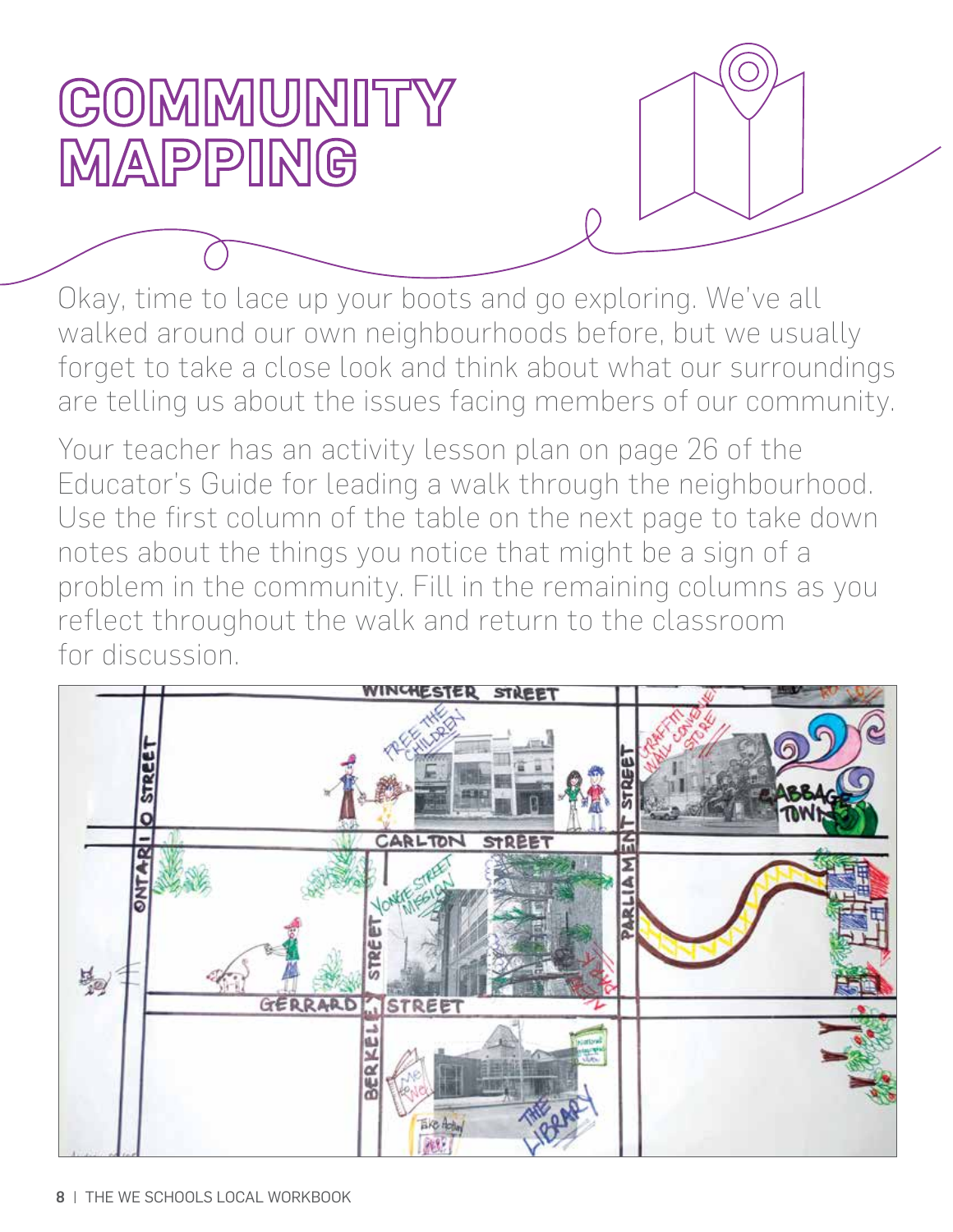# COMMUNITY MAPPING

Okay, time to lace up your boots and go exploring. We've all walked around our own neighbourhoods before, but we usually forget to take a close look and think about what our surroundings are telling us about the issues facing members of our community.

Your teacher has an activity lesson plan on page 26 of the Educator's Guide for leading a walk through the neighbourhood. Use the first column of the table on the next page to take down notes about the things you notice that might be a sign of a problem in the community. Fill in the remaining columns as you reflect throughout the walk and return to the classroom for discussion.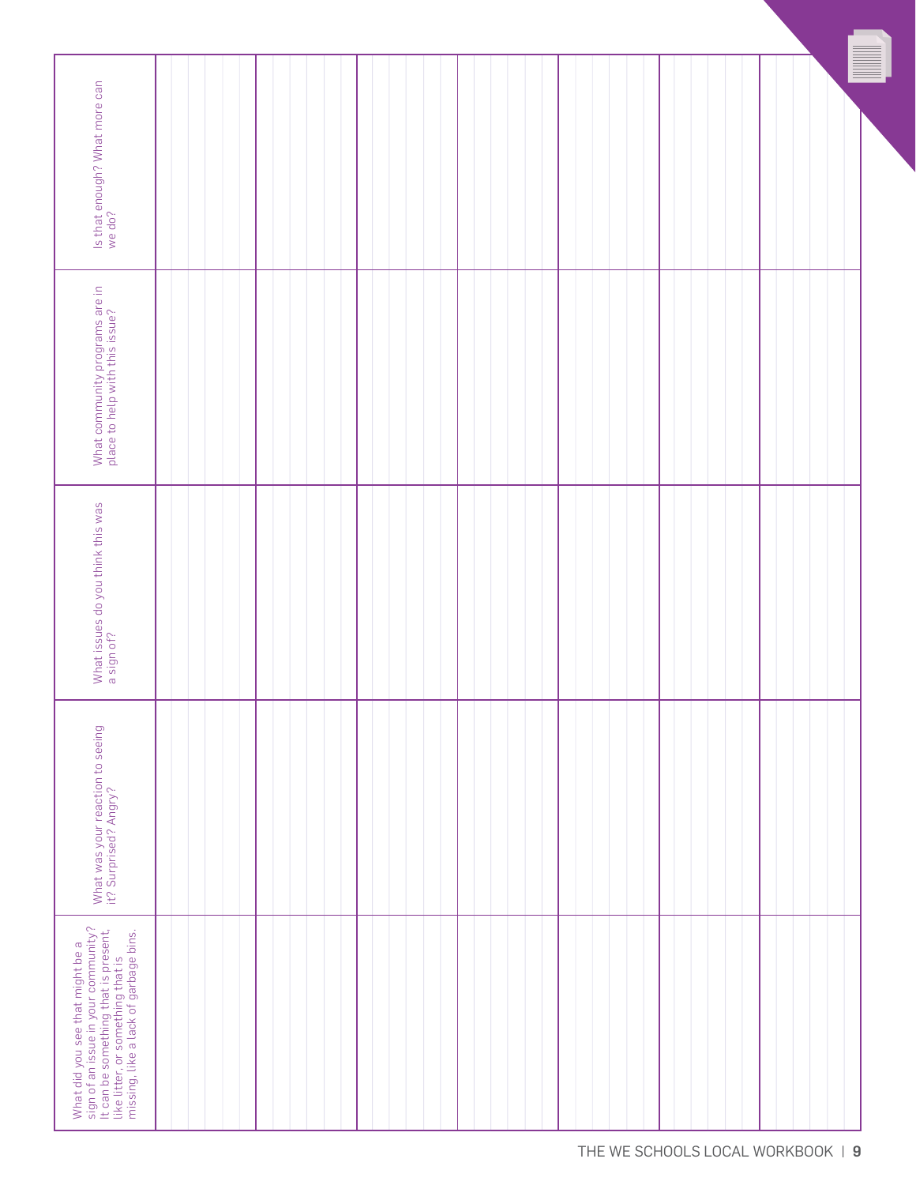| What did you see that might be a sign of an issue in your community? It can be something that is present, like litter, or something that is missing, like a lack of garbage bins. | What was your reaction to seeing it? Surprised? Angry? | What issues do you think this was a sign of? | What community programs are in place to help with this issue? | Is that enough? What more can we do? |
|---|---|---|---|---|
| | | | | |
| | | | | |
| | | | | |
| | | | | |
| | | | | |
| | | | | |
| | | | | |